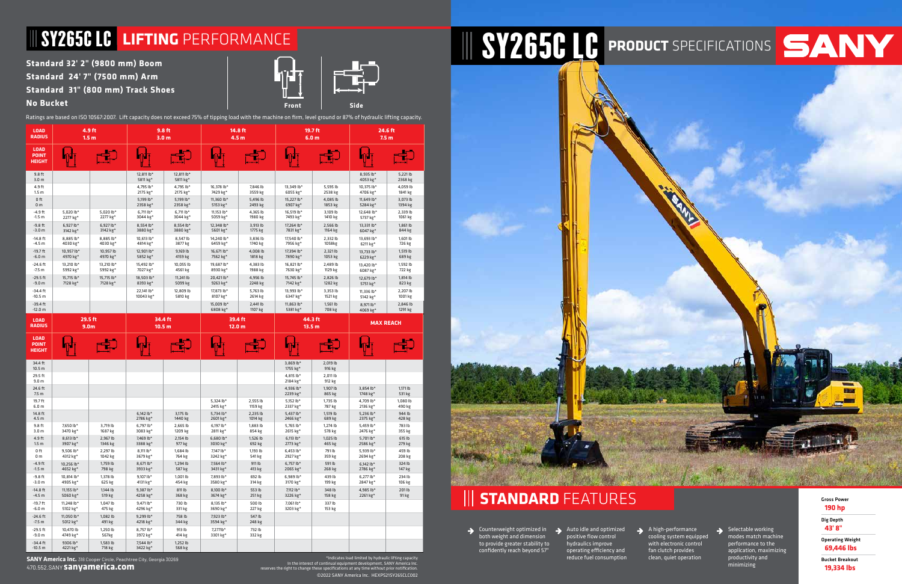# SY265C LC LIFTING PERFORMANCE

**Standard 32' 2" (9800 mm) Boom**
**Standard 24' 7" (7500 mm) Arm**
**Standard 31" (800 mm) Track Shoes**
**No Bucket**

Front | Side

Ratings are based on ISO 10567:2007. Lift capacity does not exceed 75% of tipping load with the machine on firm, level ground or 87% of hydraulic lifting capacity.

| LOAD RADIUS | 4.9 ft 1.5 m | | 9.8 ft 3.0 m | | 14.8 ft 4.5 m | | 19.7 ft 6.0 m | | 24.6 ft 7.5 m | |
|---|---|---|---|---|---|---|---|---|---|---|
| LOAD POINT HEIGHT | Front | Side | Front | Side | Front | Side | Front | Side | Front | Side |
| 9.8 ft 3.0 m | | | 12,811 lb* 5811 kg* | 12,811 lb* 5811 kg* | | | | | 8,935 lb* 4053 kg* | 5,221 lb 2368 kg |
| 4.9 ft 1.5 m | | | 4,795 lb* 2175 kg* | 4,795 lb* 2175 kg* | 16,378 lb* 7429 kg* | 7,846 lb 3559 kg | 13,349 lb* 6055 kg* | 5,595 lb 2538 kg | 10,375 lb* 4706 kg* | 4,059 lb 1841 kg |
| 0 ft 0 m | | | 5,199 lb* 2358 kg* | 5,199 lb* 2358 kg* | 11,360 lb* 5153 kg* | 5,496 lb 2493 kg | 15,227 lb* 6907 kg* | 4,085 lb 1853 kg | 11,649 lb* 5284 kg* | 3,073 lb 1394 kg |
| -4.9 ft -1.5 m | 5,020 lb* 2277 kg* | 5,020 lb* 2277 kg* | 6,711 lb* 3044 kg* | 6,711 lb* 3044 kg* | 11,153 lb* 5059 kg* | 4,365 lb 1980 kg | 16,519 lb* 7493 kg* | 3,109 lb 1410 kg | 12,648 lb* 5737 kg* | 2,339 lb 1061 kg |
| -9.8 ft -3.0 m | 6,927 lb* 3142 kg* | 6,927 lb* 3142 kg* | 8,554 lb* 3880 kg* | 8,554 lb* 3880 kg* | 12,348 lb* 5601 kg* | 3,913 lb 1775 kg | 17,264 lb* 7831 kg* | 2,566 lb 1164 kg | 13,331 lb* 6047 kg* | 1,861 lb 844 kg |
| -14.8 ft -4.5 m | 8,885 lb* 4030 kg* | 8,885 lb* 4030 kg* | 10,613 lb* 4814 kg* | 8,547 lb 3877 kg | 14,240 lb* 6459 kg* | 3,836 lb 1740 kg | 17,540 lb* 7956 kg* | 2,332 lb 1058kg | 13,693 lb* 6211 kg* | 1,601 lb 726 kg |
| -19.7 ft -6.0 m | 10,957 lb* 4970 kg* | 10,957 lb 4970 kg* | 12,901 lb* 5852 kg* | 9,169 lb 4159 kg | 16,671 lb* 7562 kg* | 4,008 lb 1818 kg | 17,394 lb* 7890 kg* | 2,321 lb 1053 kg | 13,733 lb* 6229 kg* | 1,519 lb 689 kg |
| -24.6 ft -7.5 m | 13,210 lb* 5992 kg* | 13,210 lb* 5992 kg* | 15,492 lb* 7027 kg* | 10,055 lb 4561 kg | 19,687 lb* 8930 kg* | 4,383 lb 1988 kg | 16,821 lb* 7630 kg* | 2,489 lb 1129 kg | 13,420 lb* 6087 kg* | 1,592 lb 722 kg |
| -29.5 ft -9.0 m | 15,715 lb* 7128 kg* | 15,715 lb* 7128 kg* | 18,503 lb* 8393 kg* | 11,241 lb 5099 kg | 20,421 lb* 9263 kg* | 4,956 lb 2248 kg | 15,745 lb* 7142 kg* | 2,826 lb 1282 kg | 12,679 lb* 5751 kg* | 1,814 lb 823 kg |
| -34.4 ft -10.5 m | | | 22,141 lb* 10043 kg* | 12,809 lb 5810 kg | 17,873 lb* 8107 kg* | 5,763 lb 2614 kg | 13,993 lb* 6347 kg* | 3,353 lb 1521 kg | 11,336 lb* 5142 kg* | 2,207 lb 1001 kg |
| -39.4 ft -12.0 m | | | | | 15,009 lb* 6808 kg* | 2,441 lb 1107 kg | 11,863 lb* 5381 kg* | 1,561 lb 708 kg | 8,971 lb* 4069 kg* | 2,846 lb 1291 kg |

| LOAD RADIUS | 29.5 ft 9.0m | | 34.4 ft 10.5 m | | 39.4 ft 12.0 m | | 44.3 ft 13.5 m | | MAX REACH | |
|---|---|---|---|---|---|---|---|---|---|---|
| LOAD POINT HEIGHT | Front | Side | Front | Side | Front | Side | Front | Side | Front | Side |
| 34.4 ft 10.5 m | | | | | | | 3,869 lb* 1755 kg* | 2,019 lb 916 kg | | |
| 29.5 ft 9.0 m | | | | | | | 4,815 lb* 2184 kg* | 2,011 lb 912 kg | | |
| 24.6 ft 7.5 m | | | | | | | 4,936 lb* 2239 kg* | 1,907 lb 865 kg | 3,854 lb* 1748 kg* | 1,171 lb 531 kg |
| 19.7 ft 6.0 m | | | | | 5,324 lb* 2415 kg* | 2,555 lb 1159 kg | 5,152 lb* 2337 kg* | 1,735 lb 787 kg | 4,709 lb* 2136 kg* | 1,080 lb 490 kg |
| 14.8 ft 4.5 m | | | 6,142 lb* 2786 kg* | 3,175 lb 1440 kg | 5,734 lb* 2601 kg* | 2,235 lb 1014 kg | 5,437 lb* 2466 kg* | 1,519 lb 689 kg | 5,236 lb* 2375 kg* | 944 lb 428 kg |
| 9.8 ft 3.0 m | 7,650 lb* 3470 kg* | 3,719 lb 1687 kg | 6,797 lb* 3083 kg* | 2,665 lb 1209 kg | 6,197 lb* 2811 kg* | 1,883 lb 854 kg | 5,765 lb* 2615 kg* | 1,274 lb 578 kg | 5,459 lb* 2476 kg* | 783 lb 355 kg |
| 4.9 ft 1.5 m | 8,613 lb* 3907 kg* | 2,967 lb 1346 kg | 7,469 lb* 3388 kg* | 2,154 lb 977 kg | 6,680 lb* 3030 kg* | 1,526 lb 692 kg | 6,113 lb* 2773 kg* | 1,025 lb 465 kg | 5,701 lb* 2586 kg* | 615 lb 279 kg |
| 0 ft 0 m | 9,506 lb* 4312 kg* | 2,297 lb 1042 kg | 8,111 lb* 3679 kg* | 1,684 lb 764 kg | 7,147 lb* 3242 kg* | 1,193 lb 541 kg | 6,453 lb* 2927 kg* | 791 lb 359 kg | 5,939 lb* 2694 kg* | 459 lb 208 kg |
| -4.9 ft -1.5 m | 10,256 lb* 4652 kg* | 1,759 lb 798 kg | 8,671 lb* 3933 kg* | 1,294 lb 587 kg | 7,564 lb* 3431 kg* | 911 lb 413 kg | 6,757 lb* 3065 kg* | 591 lb 268 kg | 6,142 lb* 2786 kg* | 324 lb 147 kg |
| -9.8 ft -3.0 m | 10,814 lb* 4905 kg* | 1,378 lb 625 kg | 9,107 lb* 4131 kg* | 1,001 lb 454 kg | 7,893 lb* 3580 kg* | 692 lb 314 kg | 6,989 lb* 3170 kg* | 439 lb 199 kg | 6,277 lb* 2847 kg* | 234 lb 106 kg |
| -14.8 ft -4.5 m | 11,155 lb* 5060 kg* | 1,144 lb 519 kg | 9,387 lb* 4258 kg* | 811 lb 368 kg | 8,100 lb* 3674 kg* | 553 lb 251 kg | 7,112 lb* 3226 kg* | 348 lb 158 kg | 4,985 lb* 2261 kg* | 201 lb 91 kg |
| -19.7 ft -6.0 m | 11,248 lb* 5102 kg* | 1,047 lb 475 kg | 9,471 lb* 4296 kg* | 730 lb 331 kg | 8,135 lb* 3690 kg* | 500 lb 227 kg | 7,061 lb* 3203 kg* | 337 lb 153 kg | | |
| -24.6 ft -7.5 m | 11,050 lb* 5012 kg* | 1,082 lb 491 kg | 9,299 lb* 4218 kg* | 758 lb 344 kg | 7,923 lb* 3594 kg* | 547 lb 248 kg | | | | |
| -29.5 ft -9.0 m | 10,470 lb 4749 kg* | 1,250 lb 567kg | 8,757 lb* 3972 kg* | 913 lb 414 kg | 7,277lb* 3301 kg* | 732 lb 332 kg | | | | |
| -34.4 ft -10.5 m | 9306 lb* 4221 kg* | 1,583 lb 718 kg | 7,544 lb* 3422 kg* | 1,252 lb 568 kg | | | | | | |

*Indicates load limited by hydraulic lifting capacity

In the interest of continual equipment development, SANY America Inc. reserves the right to change these specifications at any time without prior notification.

©2022 SANY America Inc. HEXPS21SY265CLC002

**SANY America Inc.** 318 Cooper Circle, Peachtree City, Georgia 30269
470.552.SANY **sanyamerica.com**

# SY265C LC PRODUCT SPECIFICATIONS

SANY

## STANDARD FEATURES

- Counterweight optimized in both weight and dimension to provide greater stability to confidently reach beyond 57'
- Auto idle and optimized positive flow control hydraulics improve operating efficiency and reduce fuel consumption
- A high-performance cooling system equipped with electronic control fan clutch provides clean, quiet operation
- Selectable working modes match machine performance to the application, maximizing productivity and minimizing

**Gross Power**
190 hp

**Dig Depth**
43' 8"

**Operating Weight**
69,446 lbs

**Bucket Breakout**
19,334 lbs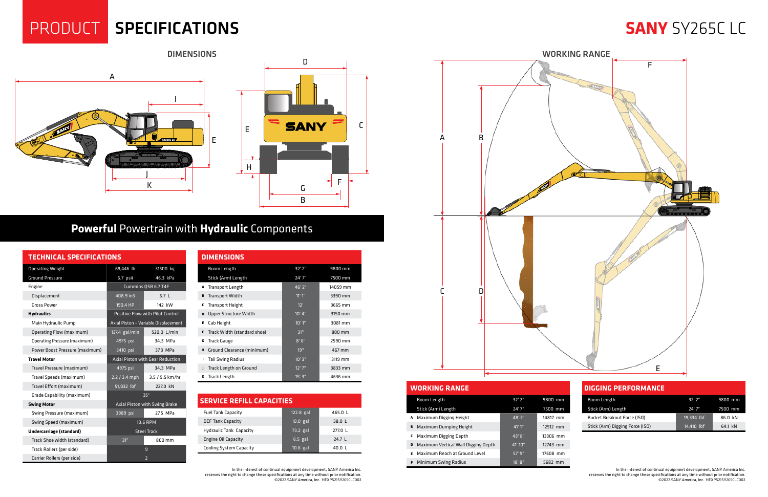# PRODUCT SPECIFICATIONS

# SANY SY265C LC

## DIMENSIONS

A
I
E
J
K
D
E
C
H
F
G
B

## WORKING RANGE

F
A
B
C
D
E

## Powerful Powertrain with Hydraulic Components

### TECHNICAL SPECIFICATIONS

| | | |
|---|---|---|
| Operating Weight | 69,446 lb | 31500 kg |
| Ground Pressure | 6.7 psii | 46.3 kPa |
| Engine | Cummins QSB 6.7 T4F | |
| Displacement | 408.9 in3 | 6.7 L |
| Gross Power | 190.4 HP | 142 kW |
| **Hydraulics** | Positive Flow with Pilot Control | |
| Main Hydraulic Pump | Axial Piston – Variable Displacement | |
| Operating Flow (maximum) | 137.4 gal/min | 520.0 L/min |
| Operating Pressure (maximum) | 4975 psi | 34.3 MPa |
| Power Boost Pressure (maximum) | 5410 psi | 37.3 MPa |
| **Travel Motor** | Axial Piston with Gear Reduction | |
| Travel Pressure (maximum) | 4975 psi | 34.3 MPa |
| Travel Speeds (maximum) | 2.2 / 3.4 mph | 3.5 / 5.5 km/hr |
| Travel Effort (maximum) | 51,032 lbf | 227.0 kN |
| Grade Capability (maximum) | 35° | |
| **Swing Motor** | Axial Piston with Swing Brake | |
| Swing Pressure (maximum) | 3989 psi | 27.5 MPa |
| Swing Speed (maximum) | 10.6 RPM | |
| **Undercarriage (standard)** | Steel Track | |
| Track Shoe width (standard) | 31" | 800 mm |
| Track Rollers (per side) | 9 | |
| Carrier Rollers (per side) | 2 | |

### DIMENSIONS

| | | |
|---|---|---|
| Boom Length | 32' 2" | 9800 mm |
| Stick (Arm) Length | 24' 7" | 7500 mm |
| **A** Transport Length | 46' 2" | 14059 mm |
| **B** Transport Width | 11' 1" | 3390 mm |
| **C** Transport Height | 12' | 3665 mm |
| **D** Upper Structure Width | 10' 4" | 3150 mm |
| **E** Cab Height | 10' 1" | 3081 mm |
| **F** Track Width (standard shoe) | 31" | 800 mm |
| **G** Track Gauge | 8' 6" | 2590 mm |
| **H** Ground Clearance (minimum) | 19" | 467 mm |
| **I** Tail Swing Radius | 10' 3" | 3119 mm |
| **J** Track Length on Ground | 12' 7" | 3833 mm |
| **K** Track Length | 15' 3" | 4636 mm |

### SERVICE REFILL CAPACITIES

| | | |
|---|---|---|
| Fuel Tank Capacity | 122.8 gal | 465.0 L |
| DEF Tank Capacity | 10.0 gal | 38.0 L |
| Hydraulic Tank Capacity | 73.2 gal | 277.0 L |
| Engine Oil Capacity | 6.5 gal | 24.7 L |
| Cooling System Capacity | 10.6 gal | 40.0 L |

In the interest of continual equipment development, SANY America Inc. reserves the right to change these specifications at any time without prior notification. ©2022 SANY America, Inc. HEXPS21SY265CLC002

### WORKING RANGE

| | | |
|---|---|---|
| Boom Length | 32' 2" | 9800 mm |
| Stick (Arm) Length | 24' 7" | 7500 mm |
| **A** Maximum Digging Height | 48' 7" | 14817 mm |
| **B** Maximum Dumping Height | 41' 1" | 12512 mm |
| **C** Maximum Digging Depth | 43' 8" | 13306 mm |
| **D** Maximum Vertical Wall Digging Depth | 41' 10" | 12743 mm |
| **E** Maximum Reach at Ground Level | 57' 9" | 17608 mm |
| **F** Minimum Swing Radius | 18' 8" | 5682 mm |

### DIGGING PERFORMANCE

| | | |
|---|---|---|
| Boom Length | 32' 2" | 9800 mm |
| Stick (Arm) Length | 24' 7" | 7500 mm |
| Bucket Breakout Force (ISO) | 19,334 lbf | 86.0 kN |
| Stick (Arm) Digging Force (ISO) | 14,410 lbf | 64.1 kN |

In the interest of continual equipment development, SANY America Inc. reserves the right to change these specifications at any time without prior notification. ©2022 SANY America, Inc. HEXPS21SY265CLC002